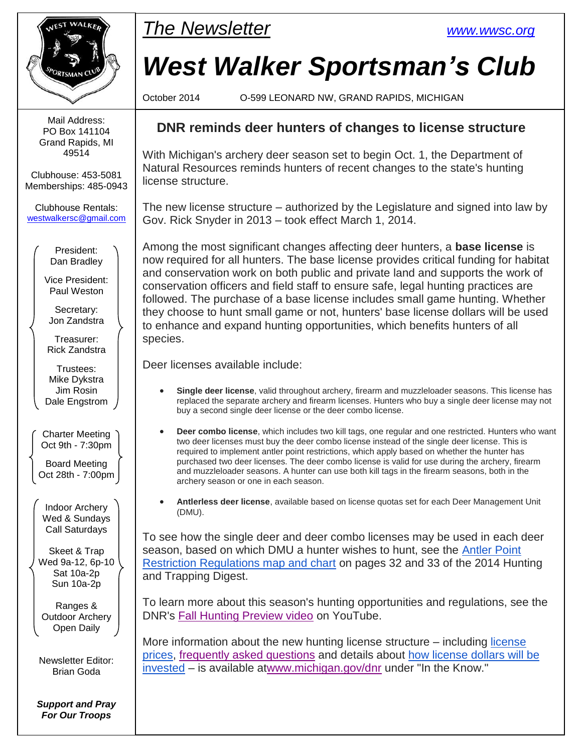*The Newsletter*

www.wwsc.org

# West Walker Sportsman's Club

October 2014 O-599 LEONARD NW, GRAND RAPIDS, MICHIGAN

Mail Address:
PO Box 141104
Grand Rapids, MI
49514

Clubhouse: 453-5081
Memberships: 485-0943

Clubhouse Rentals:
westwalkersc@gmail.com

President:
Dan Bradley

Vice President:
Paul Weston

Secretary:
Jon Zandstra

Treasurer:
Rick Zandstra

Trustees:
Mike Dykstra
Jim Rosin
Dale Engstrom

Charter Meeting
Oct 9th - 7:30pm

Board Meeting
Oct 28th - 7:00pm

Indoor Archery
Wed & Sundays
Call Saturdays

Skeet & Trap
Wed 9a-12, 6p-10
Sat 10a-2p
Sun 10a-2p

Ranges &
Outdoor Archery
Open Daily

Newsletter Editor:
Brian Goda

***Support and Pray For Our Troops***

## DNR reminds deer hunters of changes to license structure

With Michigan's archery deer season set to begin Oct. 1, the Department of Natural Resources reminds hunters of recent changes to the state's hunting license structure.

The new license structure – authorized by the Legislature and signed into law by Gov. Rick Snyder in 2013 – took effect March 1, 2014.

Among the most significant changes affecting deer hunters, a **base license** is now required for all hunters. The base license provides critical funding for habitat and conservation work on both public and private land and supports the work of conservation officers and field staff to ensure safe, legal hunting practices are followed. The purchase of a base license includes small game hunting. Whether they choose to hunt small game or not, hunters' base license dollars will be used to enhance and expand hunting opportunities, which benefits hunters of all species.

Deer licenses available include:

- **Single deer license**, valid throughout archery, firearm and muzzleloader seasons. This license has replaced the separate archery and firearm licenses. Hunters who buy a single deer license may not buy a second single deer license or the deer combo license.
- **Deer combo license**, which includes two kill tags, one regular and one restricted. Hunters who want two deer licenses must buy the deer combo license instead of the single deer license. This is required to implement antler point restrictions, which apply based on whether the hunter has purchased two deer licenses. The deer combo license is valid for use during the archery, firearm and muzzleloader seasons. A hunter can use both kill tags in the firearm seasons, both in the archery season or one in each season.
- **Antlerless deer license**, available based on license quotas set for each Deer Management Unit (DMU).

To see how the single deer and deer combo licenses may be used in each deer season, based on which DMU a hunter wishes to hunt, see the Antler Point Restriction Regulations map and chart on pages 32 and 33 of the 2014 Hunting and Trapping Digest.

To learn more about this season's hunting opportunities and regulations, see the DNR's Fall Hunting Preview video on YouTube.

More information about the new hunting license structure – including license prices, frequently asked questions and details about how license dollars will be invested – is available atwww.michigan.gov/dnr under "In the Know."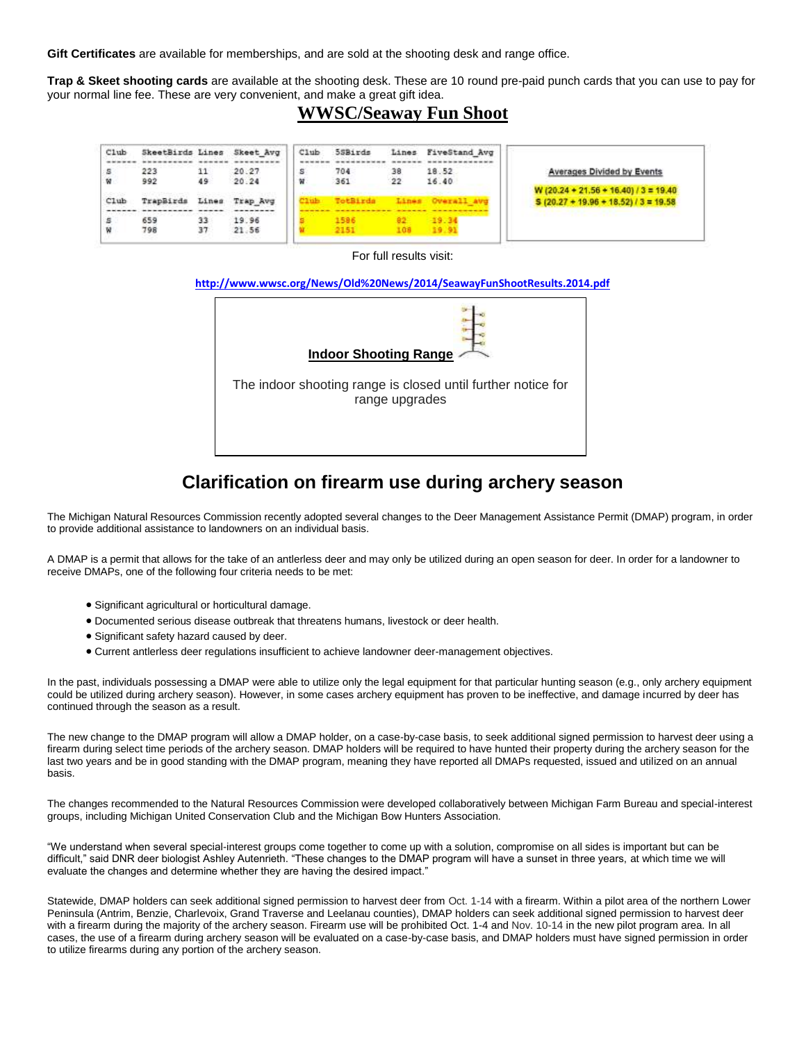**Gift Certificates** are available for memberships, and are sold at the shooting desk and range office.

**Trap & Skeet shooting cards** are available at the shooting desk. These are 10 round pre-paid punch cards that you can use to pay for your normal line fee. These are very convenient, and make a great gift idea.

## WWSC/Seaway Fun Shoot

| Club | SkeetBirds | Lines | Skeet_Avg |
|---|---|---|---|
| S | 223 | 11 | 20.27 |
| W | 992 | 49 | 20.24 |

| Club | TrapBirds | Lines | Trap_Avg |
|---|---|---|---|
| S | 659 | 33 | 19.96 |
| W | 798 | 37 | 21.56 |

| Club | 5SBirds | Lines | FiveStand_Avg |
|---|---|---|---|
| S | 704 | 38 | 18.52 |
| W | 361 | 22 | 16.40 |

| Club | TotBirds | Lines | Overall_avg |
|---|---|---|---|
| S | 1586 | 82 | 19.34 |
| W | 2151 | 108 | 19.91 |

**Averages Divided by Events**

W (20.24 + 21.56 + 16.40) / 3 = 19.40
S (20.27 + 19.96 + 18.52) / 3 = 19.58

For full results visit:

http://www.wwsc.org/News/Old%20News/2014/SeawayFunShootResults.2014.pdf

**Indoor Shooting Range**

The indoor shooting range is closed until further notice for range upgrades

## Clarification on firearm use during archery season

The Michigan Natural Resources Commission recently adopted several changes to the Deer Management Assistance Permit (DMAP) program, in order to provide additional assistance to landowners on an individual basis.

A DMAP is a permit that allows for the take of an antlerless deer and may only be utilized during an open season for deer. In order for a landowner to receive DMAPs, one of the following four criteria needs to be met:

- Significant agricultural or horticultural damage.
- Documented serious disease outbreak that threatens humans, livestock or deer health.
- Significant safety hazard caused by deer.
- Current antlerless deer regulations insufficient to achieve landowner deer-management objectives.

In the past, individuals possessing a DMAP were able to utilize only the legal equipment for that particular hunting season (e.g., only archery equipment could be utilized during archery season). However, in some cases archery equipment has proven to be ineffective, and damage incurred by deer has continued through the season as a result.

The new change to the DMAP program will allow a DMAP holder, on a case-by-case basis, to seek additional signed permission to harvest deer using a firearm during select time periods of the archery season. DMAP holders will be required to have hunted their property during the archery season for the last two years and be in good standing with the DMAP program, meaning they have reported all DMAPs requested, issued and utilized on an annual basis.

The changes recommended to the Natural Resources Commission were developed collaboratively between Michigan Farm Bureau and special-interest groups, including Michigan United Conservation Club and the Michigan Bow Hunters Association.

"We understand when several special-interest groups come together to come up with a solution, compromise on all sides is important but can be difficult," said DNR deer biologist Ashley Autenrieth. "These changes to the DMAP program will have a sunset in three years, at which time we will evaluate the changes and determine whether they are having the desired impact."

Statewide, DMAP holders can seek additional signed permission to harvest deer from Oct. 1-14 with a firearm. Within a pilot area of the northern Lower Peninsula (Antrim, Benzie, Charlevoix, Grand Traverse and Leelanau counties), DMAP holders can seek additional signed permission to harvest deer with a firearm during the majority of the archery season. Firearm use will be prohibited Oct. 1-4 and Nov. 10-14 in the new pilot program area. In all cases, the use of a firearm during archery season will be evaluated on a case-by-case basis, and DMAP holders must have signed permission in order to utilize firearms during any portion of the archery season.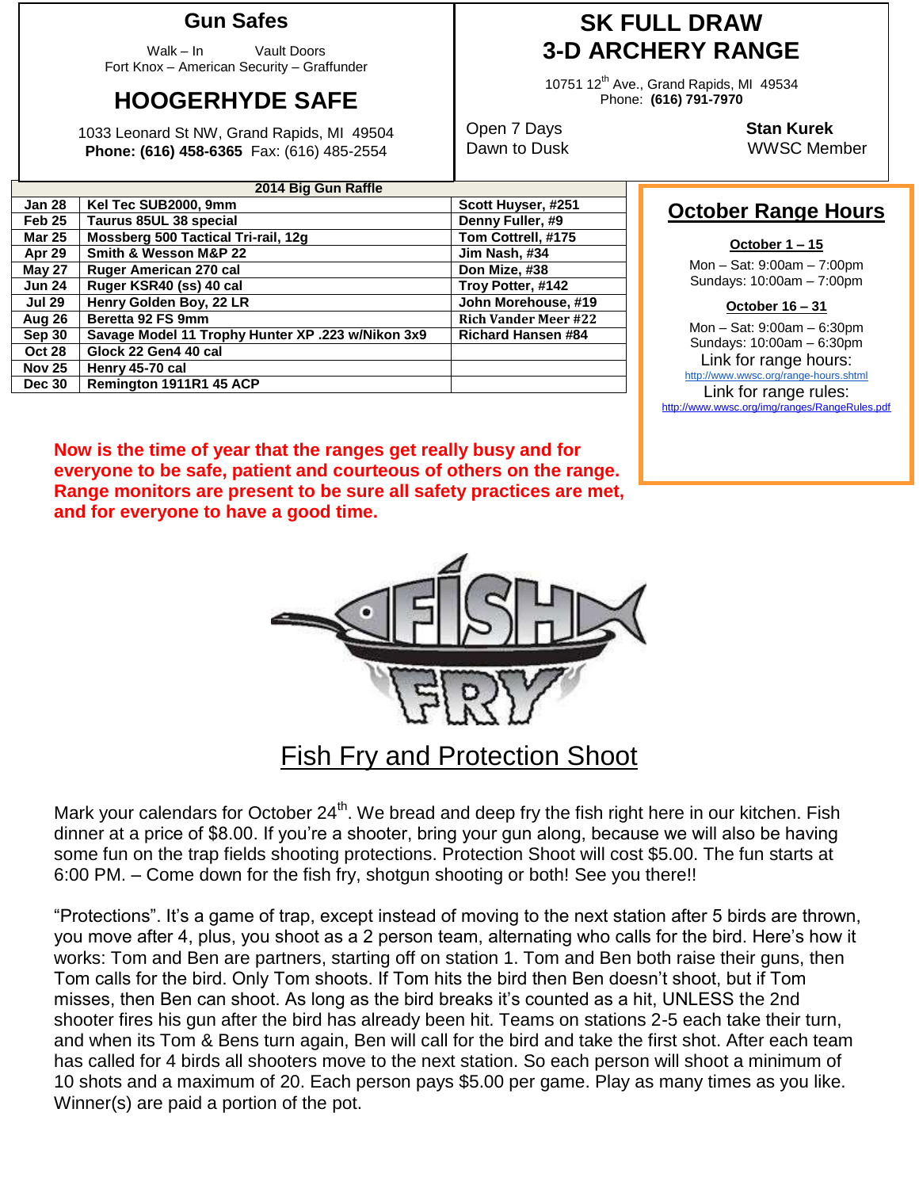## Gun Safes

Walk – In Vault Doors
Fort Knox – American Security – Graffunder

## HOOGERHYDE SAFE

1033 Leonard St NW, Grand Rapids, MI 49504
**Phone: (616) 458-6365** Fax: (616) 485-2554

## SK FULL DRAW 3-D ARCHERY RANGE

10751 12th Ave., Grand Rapids, MI 49534
Phone: **(616) 791-7970**

Open 7 Days
Dawn to Dusk

**Stan Kurek**
WWSC Member

| 2014 Big Gun Raffle | | |
|---|---|---|
| **Jan 28** | **Kel Tec SUB2000, 9mm** | **Scott Huyser, #251** |
| **Feb 25** | **Taurus 85UL 38 special** | **Denny Fuller, #9** |
| **Mar 25** | **Mossberg 500 Tactical Tri-rail, 12g** | **Tom Cottrell, #175** |
| **Apr 29** | **Smith & Wesson M&P 22** | **Jim Nash, #34** |
| **May 27** | **Ruger American 270 cal** | **Don Mize, #38** |
| **Jun 24** | **Ruger KSR40 (ss) 40 cal** | **Troy Potter, #142** |
| **Jul 29** | **Henry Golden Boy, 22 LR** | **John Morehouse, #19** |
| **Aug 26** | **Beretta 92 FS 9mm** | **Rich Vander Meer #22** |
| **Sep 30** | **Savage Model 11 Trophy Hunter XP .223 w/Nikon 3x9** | **Richard Hansen #84** |
| **Oct 28** | **Glock 22 Gen4 40 cal** | |
| **Nov 25** | **Henry 45-70 cal** | |
| **Dec 30** | **Remington 1911R1 45 ACP** | |

## October Range Hours

**October 1 – 15**

Mon – Sat: 9:00am – 7:00pm
Sundays: 10:00am – 7:00pm

**October 16 – 31**

Mon – Sat: 9:00am – 6:30pm
Sundays: 10:00am – 6:30pm

Link for range hours:
http://www.wwsc.org/range-hours.shtml

Link for range rules:
http://www.wwsc.org/img/ranges/RangeRules.pdf

**Now is the time of year that the ranges get really busy and for everyone to be safe, patient and courteous of others on the range. Range monitors are present to be sure all safety practices are met, and for everyone to have a good time.**

## Fish Fry and Protection Shoot

Mark your calendars for October 24th. We bread and deep fry the fish right here in our kitchen. Fish dinner at a price of $8.00. If you're a shooter, bring your gun along, because we will also be having some fun on the trap fields shooting protections. Protection Shoot will cost $5.00. The fun starts at 6:00 PM. – Come down for the fish fry, shotgun shooting or both! See you there!!

"Protections". It's a game of trap, except instead of moving to the next station after 5 birds are thrown, you move after 4, plus, you shoot as a 2 person team, alternating who calls for the bird. Here's how it works: Tom and Ben are partners, starting off on station 1. Tom and Ben both raise their guns, then Tom calls for the bird. Only Tom shoots. If Tom hits the bird then Ben doesn't shoot, but if Tom misses, then Ben can shoot. As long as the bird breaks it's counted as a hit, UNLESS the 2nd shooter fires his gun after the bird has already been hit. Teams on stations 2-5 each take their turn, and when its Tom & Bens turn again, Ben will call for the bird and take the first shot. After each team has called for 4 birds all shooters move to the next station. So each person will shoot a minimum of 10 shots and a maximum of 20. Each person pays $5.00 per game. Play as many times as you like. Winner(s) are paid a portion of the pot.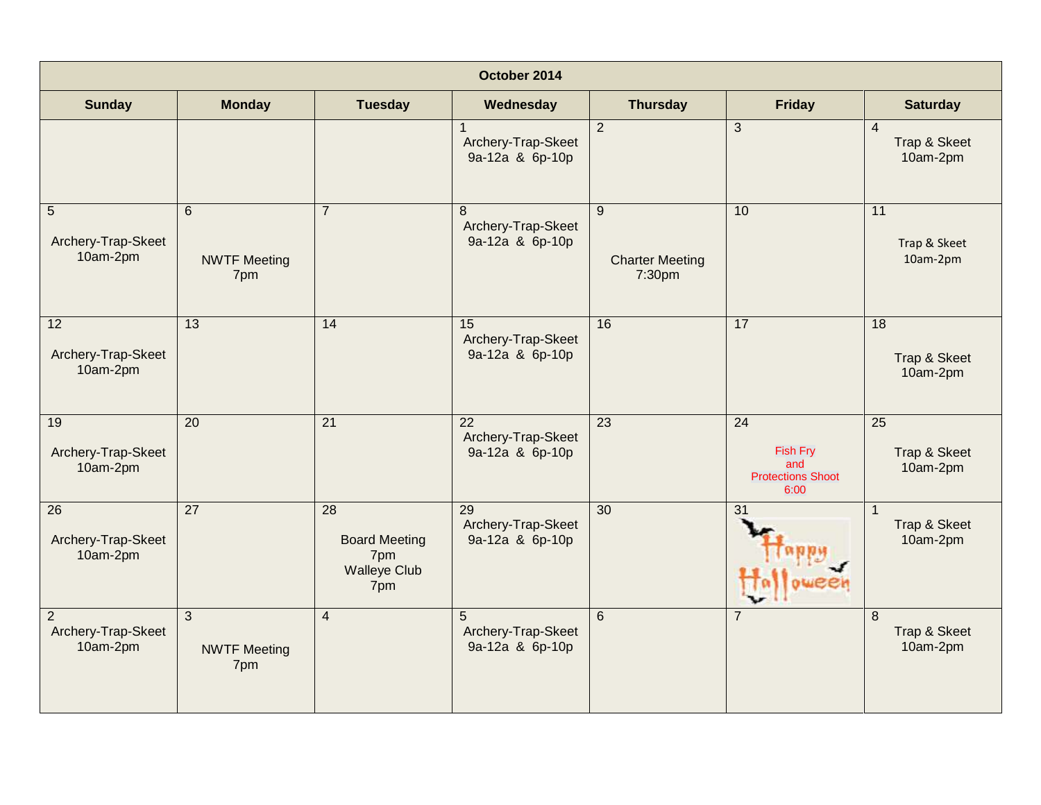| October 2014 | | | | | | |
|---|---|---|---|---|---|---|
| **Sunday** | **Monday** | **Tuesday** | **Wednesday** | **Thursday** | **Friday** | **Saturday** |
| | | | 1 Archery-Trap-Skeet 9a-12a & 6p-10p | 2 | 3 | 4 Trap & Skeet 10am-2pm |
| 5 Archery-Trap-Skeet 10am-2pm | 6 NWTF Meeting 7pm | 7 | 8 Archery-Trap-Skeet 9a-12a & 6p-10p | 9 Charter Meeting 7:30pm | 10 | 11 Trap & Skeet 10am-2pm |
| 12 Archery-Trap-Skeet 10am-2pm | 13 | 14 | 15 Archery-Trap-Skeet 9a-12a & 6p-10p | 16 | 17 | 18 Trap & Skeet 10am-2pm |
| 19 Archery-Trap-Skeet 10am-2pm | 20 | 21 | 22 Archery-Trap-Skeet 9a-12a & 6p-10p | 23 | 24 Fish Fry and Protections Shoot 6:00 | 25 Trap & Skeet 10am-2pm |
| 26 Archery-Trap-Skeet 10am-2pm | 27 | 28 Board Meeting 7pm Walleye Club 7pm | 29 Archery-Trap-Skeet 9a-12a & 6p-10p | 30 | 31 Happy Halloween | 1 Trap & Skeet 10am-2pm |
| 2 Archery-Trap-Skeet 10am-2pm | 3 NWTF Meeting 7pm | 4 | 5 Archery-Trap-Skeet 9a-12a & 6p-10p | 6 | 7 | 8 Trap & Skeet 10am-2pm |